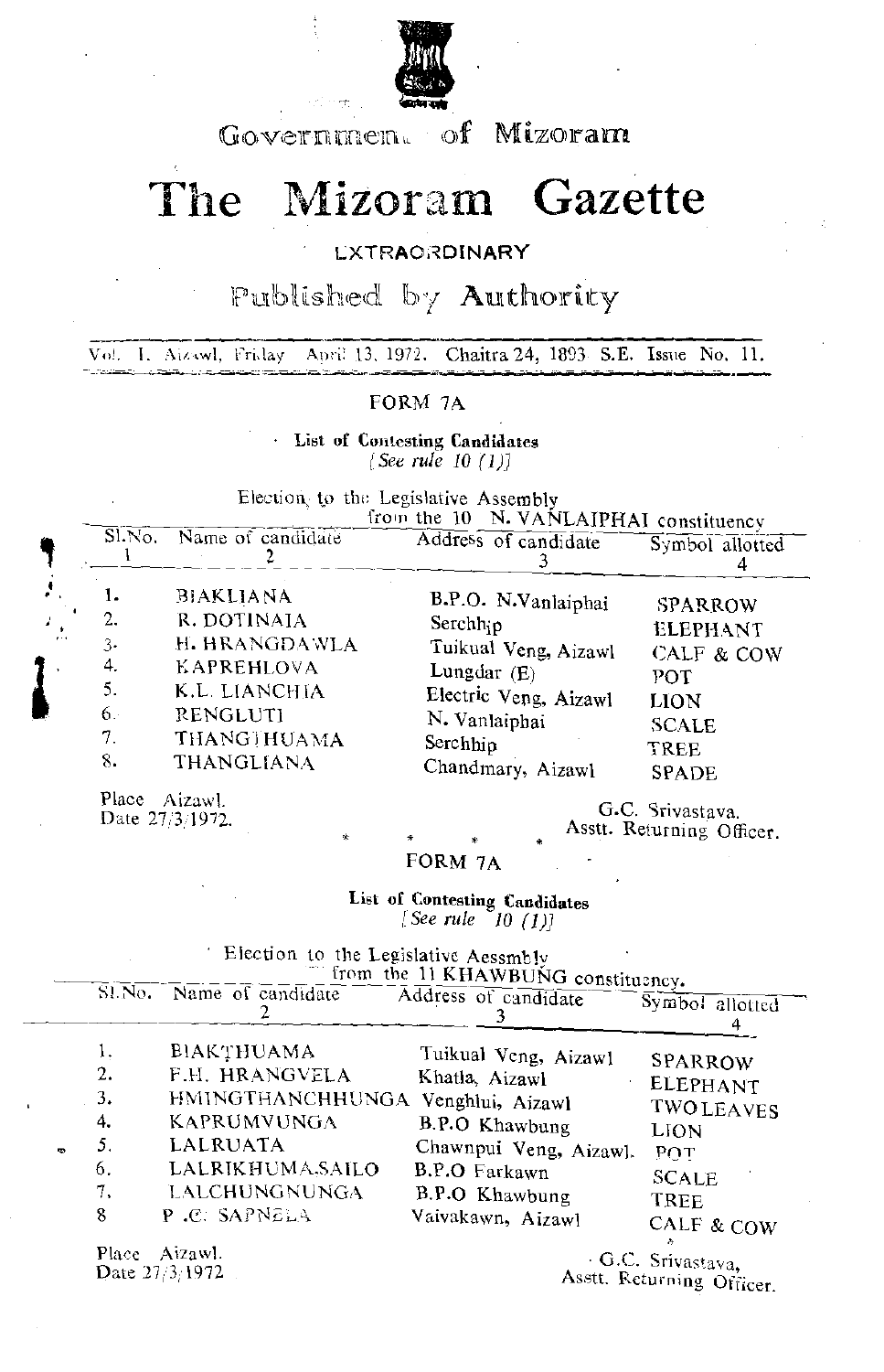Government of Mizoram

# The Mizoram Gazette

**EXTRAORDINARY**

Published by Authority

Vol. I. Aizawl, Friday April 13, 1972. Chaitra 24, 1893 S.E. Issue No. 11.

---

## FORM 7A

**List of Contesting Candidates**
*[See rule 10 (1)]*

Election to the Legislative Assembly from the 10 N. VANLAIPHAI constituency

| Sl.No. 1 | Name of candidate 2 | Address of candidate 3 | Symbol allotted 4 |
|---|---|---|---|
| 1. | BIAKLIANA | B.P.O. N.Vanlaiphai | SPARROW |
| 2. | R. DOTINAIA | Serchhip | ELEPHANT |
| 3. | H. HRANGDAWLA | Tuikual Veng, Aizawl | CALF & COW |
| 4. | KAPREHLOVA | Lungdar (E) | POT |
| 5. | K.L. LIANCHHIA | Electric Veng, Aizawl | LION |
| 6. | RENGLUTI | N. Vanlaiphai | SCALE |
| 7. | THANGTHUAMA | Serchhip | TREE |
| 8. | THANGLIANA | Chandmary, Aizawl | SPADE |

Place Aizawl.
Date 27/3/1972.

G.C. Srivastava.
Asstt. Returning Officer.

\* \* \* \*

## FORM 7A

**List of Contesting Candidates**
*[See rule 10 (1)]*

Election to the Legislative Aessmbly from the 11 KHAWBUNG constituency.

| Sl.No. | Name of candidate 2 | Address of candidate 3 | Symbol allotted 4 |
|---|---|---|---|
| 1. | BIAKTHUAMA | Tuikual Veng, Aizawl | SPARROW |
| 2. | F.H. HRANGVELA | Khatla, Aizawl | ELEPHANT |
| 3. | HMINGTHANCHHUNGA | Venghlui, Aizawl | TWO LEAVES |
| 4. | KAPRUMVUNGA | B.P.O Khawbung | LION |
| 5. | LALRUATA | Chawnpui Veng, Aizawl. | POT |
| 6. | LALRIKHUMA SAILO | B.P.O Farkawn | SCALE |
| 7. | LALCHUNGNUNGA | B.P.O Khawbung | TREE |
| 8 | P .C. SAPNELA | Vaivakawn, Aizawl | CALF & COW |

Place Aizawl.
Date 27/3/1972

G.C. Srivastava,
Asstt. Returning Officer.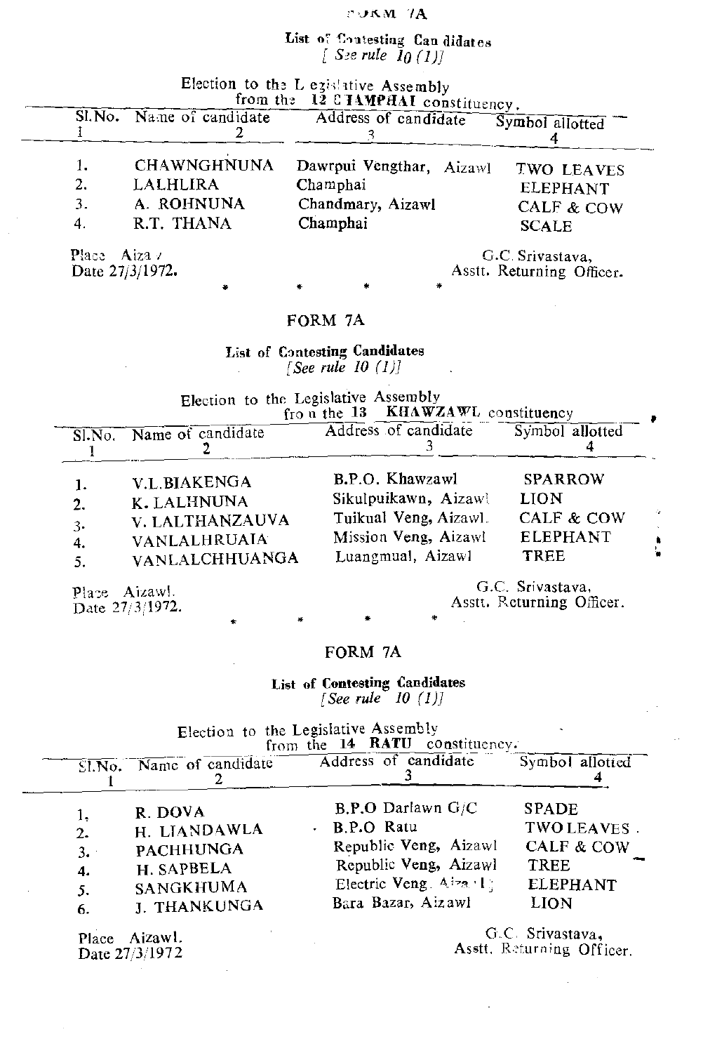## FORM 7A

**List of Contesting Candidates**
*[See rule 10 (1)]*

Election to the Legislative Assembly from the **12 CHAMPHAI** constituency.

| Sl.No. 1 | Name of candidate 2 | Address of candidate 3 | Symbol allotted 4 |
|---|---|---|---|
| 1. | CHAWNGHNUNA | Dawrpui Vengthar, Aizawl | TWO LEAVES |
| 2. | LALHLIRA | Champhai | ELEPHANT |
| 3. | A. ROHNUNA | Chandmary, Aizawl | CALF & COW |
| 4. | R.T. THANA | Champhai | SCALE |

Place Aizawl
Date 27/3/1972.

G.C. Srivastava,
Asstt. Returning Officer.

\* \* \* \*

## FORM 7A

**List of Contesting Candidates**
*[See rule 10 (1)]*

Election to the Legislative Assembly from the **13 KHAWZAWL** constituency

| Sl.No. 1 | Name of candidate 2 | Address of candidate 3 | Symbol allotted 4 |
|---|---|---|---|
| 1. | V.L.BIAKENGA | B.P.O. Khawzawl | SPARROW |
| 2. | K. LALHNUNA | Sikulpuikawn, Aizawl | LION |
| 3. | V. LALTHANZAUVA | Tuikual Veng, Aizawl. | CALF & COW |
| 4. | VANLALHRUAIA | Mission Veng, Aizawl | ELEPHANT |
| 5. | VANLALCHHUANGA | Luangmual, Aizawl | TREE |

Place Aizawl.
Date 27/3/1972.

G.C. Srivastava,
Asstt. Returning Officer.

\* \* \* \*

## FORM 7A

**List of Contesting Candidates**
*[See rule 10 (1)]*

Election to the Legislative Assembly from the **14 RATU** constituency.

| Sl.No. 1 | Name of candidate 2 | Address of candidate 3 | Symbol allotted 4 |
|---|---|---|---|
| 1. | R. DOVA | B.P.O Darlawn G/C | SPADE |
| 2. | H. LIANDAWLA | B.P.O Ratu | TWO LEAVES |
| 3. | PACHHUNGA | Republic Veng, Aizawl | CALF & COW |
| 4. | H. SAPBELA | Republic Veng, Aizawl | TREE |
| 5. | SANGKHUMA | Electric Veng, Aizawl | ELEPHANT |
| 6. | J. THANKUNGA | Bara Bazar, Aizawl | LION |

Place Aizawl.
Date 27/3/1972

G.C. Srivastava,
Asstt. Returning Officer.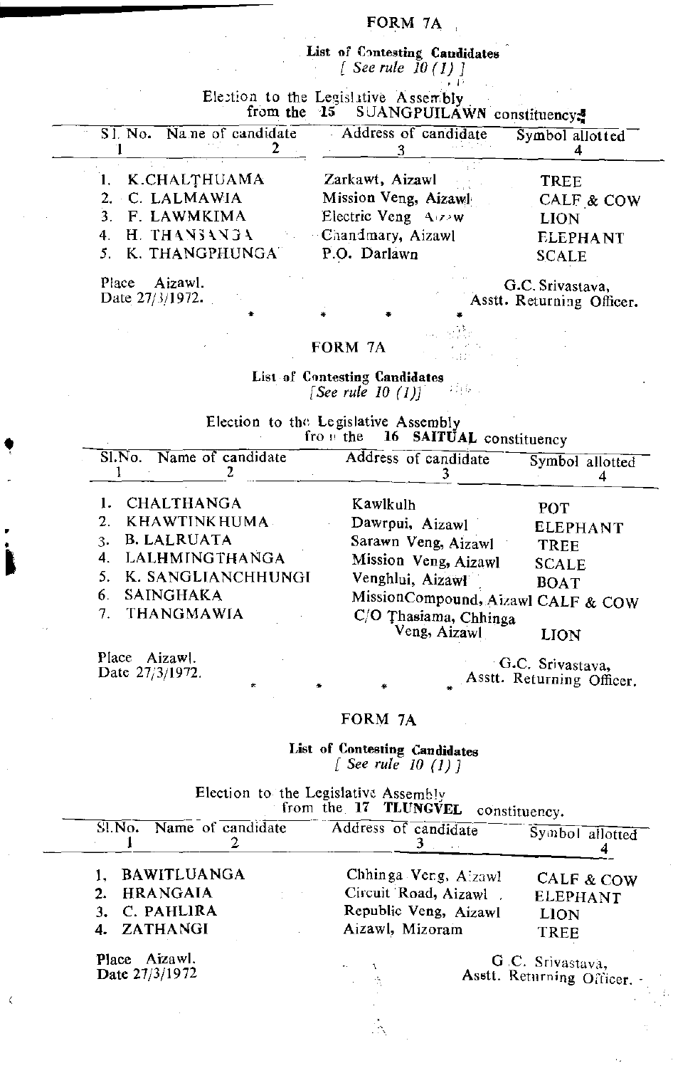## FORM 7A

**List of Contesting Candidates**
*[ See rule 10 (1) ]*

Election to the Legislative Assembly
from the 15 SUANGPUILAWN constituency

| Sl. No. 1 | Name of candidate 2 | Address of candidate 3 | Symbol allotted 4 |
|---|---|---|---|
| 1. | K.CHALṬHUAMA | Zarkawt, Aizawl | TREE |
| 2. | C. LALMAWIA | Mission Veng, Aizawl | CALF & COW |
| 3. | F. LAWMKIMA | Electric Veng Aizaw | LION |
| 4. | H. THANSANGA | Chandmary, Aizawl | ELEPHANT |
| 5. | K. THANGPHUNGA | P.O. Darlawn | SCALE |

Place Aizawl.
Date 27/3/1972.

G.C. Srivastava,
Asstt. Returning Officer.

\* \* \* \*

## FORM 7A

**List of Contesting Candidates**
*[See rule 10 (1)]*

Election to the Legislative Assembly
from the 16 **SAITUAL** constituency

| Sl.No. 1 | Name of candidate 2 | Address of candidate 3 | Symbol allotted 4 |
|---|---|---|---|
| 1. | CHALTHANGA | Kawlkulh | POT |
| 2. | KHAWTINKHUMA | Dawrpui, Aizawl | ELEPHANT |
| 3. | B. LALRUATA | Sarawn Veng, Aizawl | TREE |
| 4. | LALHMINGTHANGA | Mission Veng, Aizawl | SCALE |
| 5. | K. SANGLIANCHHUNGI | Venghlui, Aizawl | BOAT |
| 6. | SAINGHAKA | MissionCompound, Aizawl | CALF & COW |
| 7. | THANGMAWIA | C/O Ṭhasiama, Chhinga Veng, Aizawl | LION |

Place Aizawl.
Date 27/3/1972.

G.C. Srivastava,
Asstt. Returning Officer.

\* \* \* \*

## FORM 7A

**List of Contesting Candidates**
*[ See rule 10 (1) ]*

Election to the Legislative Assembly
from the 17 **TLUNGVEL** constituency.

| Sl.No. 1 | Name of candidate 2 | Address of candidate 3 | Symbol allotted 4 |
|---|---|---|---|
| 1. | BAWITLUANGA | Chhinga Veng, Aizawl | CALF & COW |
| 2. | HRANGAIA | Circuit Road, Aizawl | ELEPHANT |
| 3. | C. PAHLIRA | Republic Veng, Aizawl | LION |
| 4. | ZATHANGI | Aizawl, Mizoram | TREE |

Place Aizawl.
Date 27/3/1972

G.C. Srivastava,
Asstt. Returning Officer.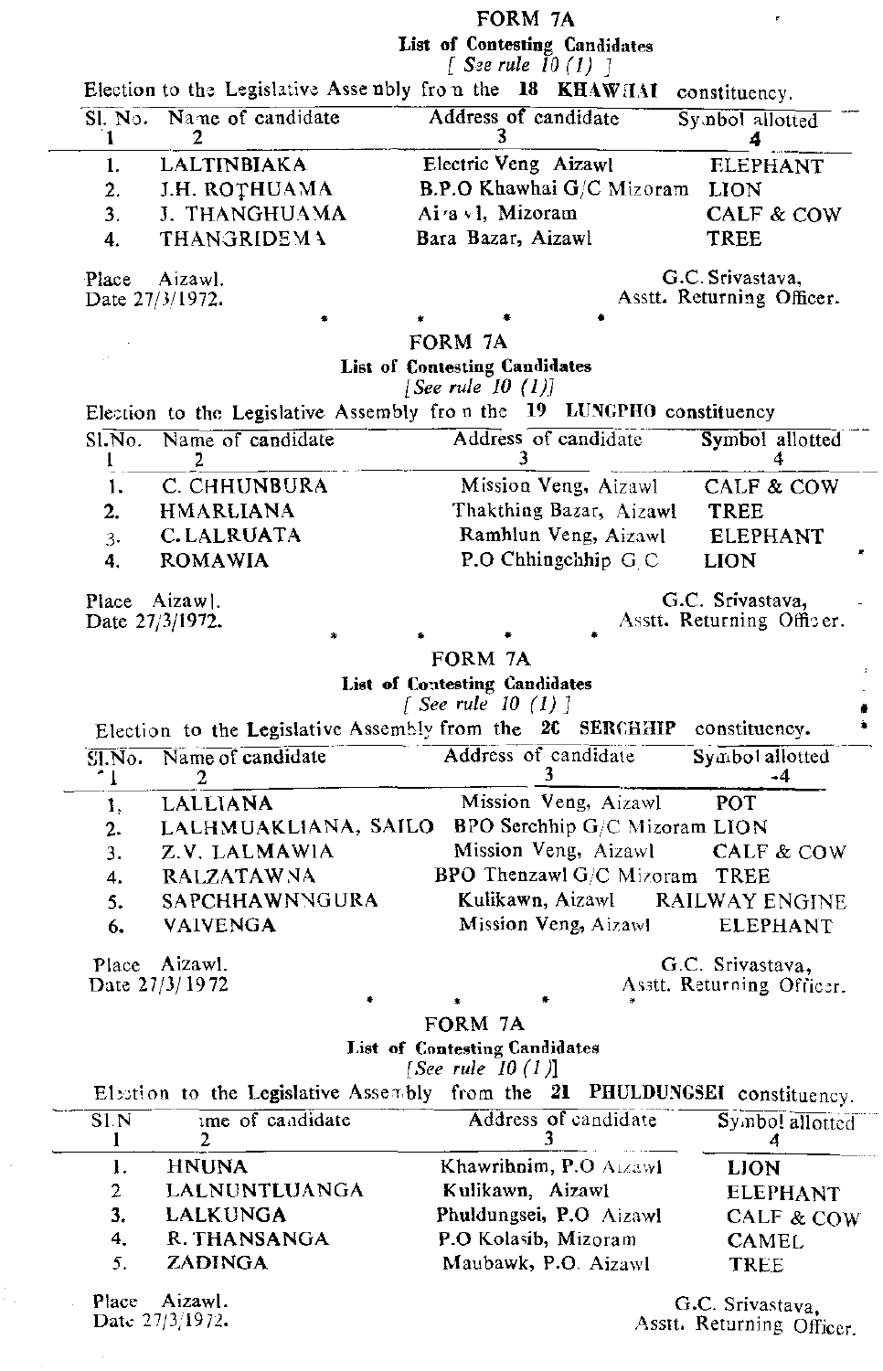## FORM 7A

**List of Contesting Candidates**

*[See rule 10 (1)]*

Election to the Legislative Assembly from the **18 KHAWHAI** constituency.

| Sl. No. 1 | Name of candidate 2 | Address of candidate 3 | Symbol allotted 4 |
|---|---|---|---|
| 1. | LALTINBIAKA | Electric Veng Aizawl | ELEPHANT |
| 2. | J.H. ROTHUAMA | B.P.O Khawhai G/C Mizoram | LION |
| 3. | J. THANGHUAMA | Aizawl, Mizoram | CALF & COW |
| 4. | THANGRIDEMA | Bara Bazar, Aizawl | TREE |

Place Aizawl.
Date 27/3/1972.

G.C. Srivastava,
Asstt. Returning Officer.

\* \* \* \*

## FORM 7A

**List of Contesting Candidates**

*[See rule 10 (1)]*

Election to the Legislative Assembly from the **19 LUNGPHO** constituency

| Sl.No. 1 | Name of candidate 2 | Address of candidate 3 | Symbol allotted 4 |
|---|---|---|---|
| 1. | C. CHHUNBURA | Mission Veng, Aizawl | CALF & COW |
| 2. | HMARLIANA | Thakthing Bazar, Aizawl | TREE |
| 3. | C. LALRUATA | Ramhlun Veng, Aizawl | ELEPHANT |
| 4. | ROMAWIA | P.O Chhingchhip G.C | LION |

Place Aizawl.
Date 27/3/1972.

G.C. Srivastava,
Asstt. Returning Officer.

\* \* \* \*

## FORM 7A

**List of Contesting Candidates**

*[See rule 10 (1)]*

Election to the Legislative Assembly from the **20 SERCHHIP** constituency.

| Sl.No. 1 | Name of candidate 2 | Address of candidate 3 | Symbol allotted 4 |
|---|---|---|---|
| 1. | LALLIANA | Mission Veng, Aizawl | POT |
| 2. | LALHMUAKLIANA, SAILO | BPO Serchhip G/C Mizoram | LION |
| 3. | Z.V. LALMAWIA | Mission Veng, Aizawl | CALF & COW |
| 4. | RALZATAWNA | BPO Thenzawl G/C Mizoram | TREE |
| 5. | SAPCHHAWNNGURA | Kulikawn, Aizawl | RAILWAY ENGINE |
| 6. | VAIVENGA | Mission Veng, Aizawl | ELEPHANT |

Place Aizawl.
Date 27/3/1972

G.C. Srivastava,
Asstt. Returning Officer.

\* \* \* \*

## FORM 7A

**List of Contesting Candidates**

*[See rule 10 (1)]*

Election to the Legislative Assembly from the **21 PHULDUNGSEI** constituency.

| Sl.No. 1 | Name of candidate 2 | Address of candidate 3 | Symbol allotted 4 |
|---|---|---|---|
| 1. | HNUNA | Khawrihnim, P.O Aizawl | LION |
| 2 | LALNUNTLUANGA | Kulikawn, Aizawl | ELEPHANT |
| 3. | LALKUNGA | Phuldungsei, P.O Aizawl | CALF & COW |
| 4. | R. THANSANGA | P.O Kolasib, Mizoram | CAMEL |
| 5. | ZADINGA | Maubawk, P.O. Aizawl | TREE |

Place Aizawl.
Date 27/3/1972.

G.C. Srivastava,
Asstt. Returning Officer.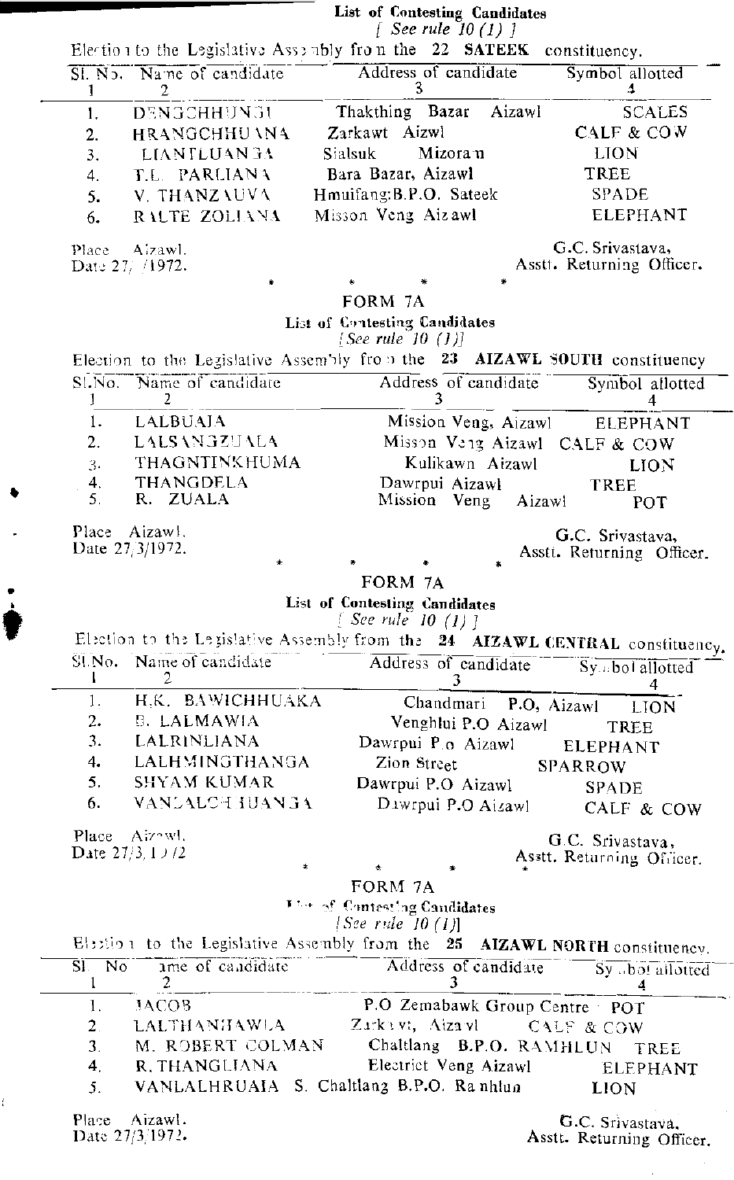### List of Contesting Candidates

*[ See rule 10 (1) ]*

Election to the Legislative Assembly from the **22 SATEEK** constituency.

| Sl. No. | Name of candidate | Address of candidate | Symbol allotted |
|---|---|---|---|
| 1 | 2 | 3 | 4 |
| 1. | DENGCHHUNGI | Thakthing Bazar Aizawl | SCALES |
| 2. | HRANGCHHUANA | Zarkawt Aizwl | CALF & COW |
| 3. | LIANTLUANGA | Sialsuk Mizoram | LION |
| 4. | T.L. PARLIANA | Bara Bazar, Aizawl | TREE |
| 5. | V. THANZAUVA | Hmuifang:B.P.O. Sateek | SPADE |
| 6. | RALTE ZOLIANA | Misson Veng Aizawl | ELEPHANT |

Place Aizawl.
Date 27/ /1972.

G.C. Srivastava,
Asstt. Returning Officer.

\* \* \* \*

## FORM 7A

### List of Contesting Candidates

*[See rule 10 (1)]*

Election to the Legislative Assembly from the **23 AIZAWL SOUTH** constituency

| Sl.No. | Name of candidate | Address of candidate | Symbol allotted |
|---|---|---|---|
| 1 | 2 | 3 | 4 |
| 1. | LALBUAIA | Mission Veng, Aizawl | ELEPHANT |
| 2. | LALSANGZUALA | Misson Veng Aizawl | CALF & COW |
| 3. | THAGNTINKHUMA | Kulikawn Aizawl | LION |
| 4. | THANGDELA | Dawrpui Aizawl | TREE |
| 5. | R. ZUALA | Mission Veng Aizawl | POT |

Place Aizawl.
Date 27/3/1972.

G.C. Srivastava,
Asstt. Returning Officer.

\* \* \* \*

## FORM 7A

### List of Contesting Candidates

*[ See rule 10 (1) ]*

Election to the Legislative Assembly from the **24 AIZAWL CENTRAL** constituency.

| Sl.No. | Name of candidate | Address of candidate | Symbol allotted |
|---|---|---|---|
| 1 | 2 | 3 | 4 |
| 1. | H.K. BAWICHHUAKA | Chandmari P.O, Aizawl | LION |
| 2. | B. LALMAWIA | Venghlui P.O Aizawl | TREE |
| 3. | LALRINLIANA | Dawrpui P.o Aizawl | ELEPHANT |
| 4. | LALHMINGTHANGA | Zion Street | SPARROW |
| 5. | SHYAM KUMAR | Dawrpui P.O Aizawl | SPADE |
| 6. | VANLALCHHUANGA | Dawrpui P.O Aizawl | CALF & COW |

Place Aizawl.
Date 27/3/1972

G.C. Srivastava,
Asstt. Returning Officer.

\* \* \* \*

## FORM 7A

### List of Contesting Candidates

*[See rule 10 (1)]*

Election to the Legislative Assembly from the **25 AIZAWL NORTH** constituency.

| Sl. No | Name of candidate | Address of candidate | Symbol allotted |
|---|---|---|---|
| 1 | 2 | 3 | 4 |
| 1. | JACOB | P.O Zemabawk Group Centre | POT |
| 2. | LALTHANHAWLA | Zarkawt, Aizawl | CALF & COW |
| 3. | M. ROBERT COLMAN | Chaltlang B.P.O. RAMHLUN | TREE |
| 4. | R. THANGLIANA | Electrict Veng Aizawl | ELEPHANT |
| 5. | VANLALHRUAIA | S. Chaltlang B.P.O. Ramhlun | LION |

Place Aizawl.
Date 27/3/1972.

G.C. Srivastava,
Asstt. Returning Officer.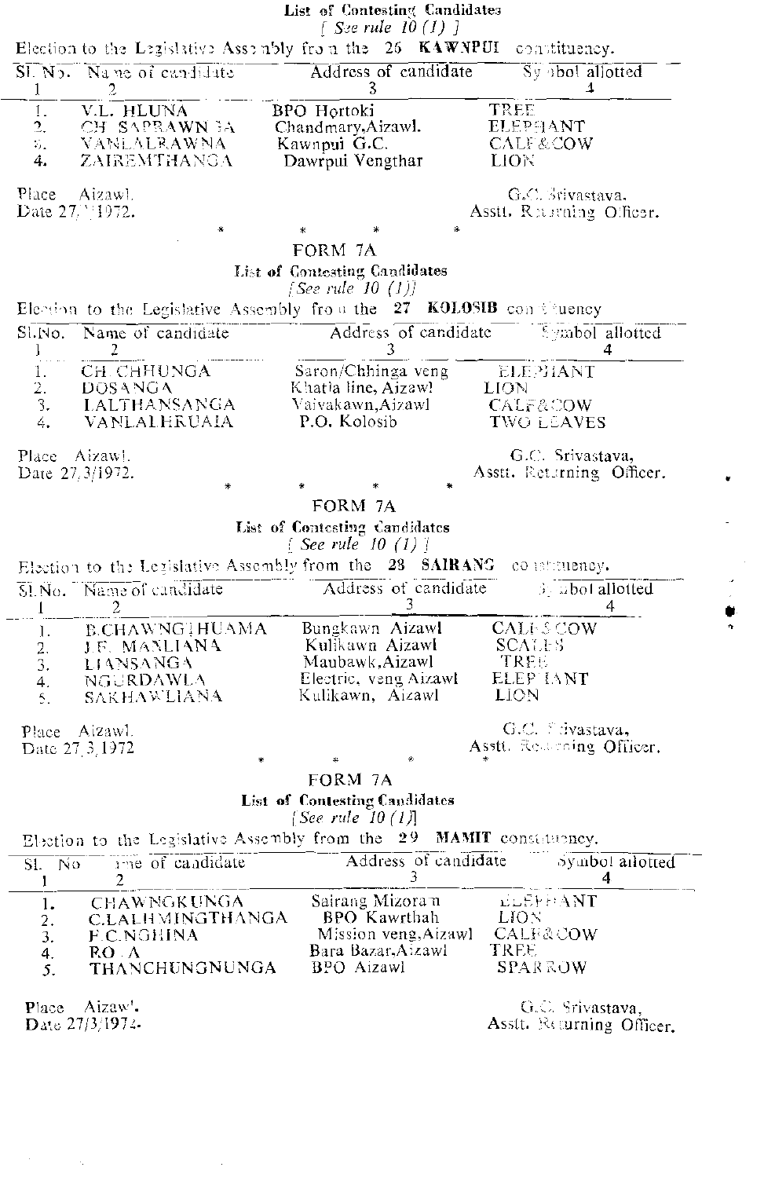**List of Contesting Candidates**

*[ See rule 10 (1) ]*

Election to the Legislative Assembly from the 26 **KAWNPUI** constituency.

| Sl. No. | Name of candidate | Address of candidate | Symbol allotted |
|---|---|---|---|
| 1 | 2 | 3 | 4 |
| 1. | V.L. HLUNA | BPO Hortoki | TREE |
| 2. | CH. SAPRAWNGA | Chandmary, Aizawl. | ELEPHANT |
| 3. | VANLALRAWNA | Kawnpui G.C. | CALF & COW |
| 4. | ZAIREMTHANGA | Dawrpui Vengthar | LION |

Place Aizawl.
Date 27/3/1972.

G.C. Srivastava.
Asstt. Returning Officer.

\* \* \* \*

## FORM 7A

**List of Contesting Candidates**

*[See rule 10 (1)]*

Election to the Legislative Assembly from the 27 **KOLOSIB** constituency

| Sl. No. | Name of candidate | Address of candidate | Symbol allotted |
|---|---|---|---|
| 1 | 2 | 3 | 4 |
| 1. | CH. CHHUNGA | Saron/Chhinga veng | ELEPHANT |
| 2. | DOSANGA | Khatla line, Aizawl | LION |
| 3. | LALTHANSANGA | Vaivakawn, Aizawl | CALF & COW |
| 4. | VANLALHRUAIA | P.O. Kolosib | TWO LEAVES |

Place Aizawl.
Date 27/3/1972.

G.C. Srivastava,
Asstt. Returning Officer.

\* \* \* \*

## FORM 7A

**List of Contesting Candidates**

*[ See rule 10 (1) ]*

Election to the Legislative Assembly from the 28 **SAIRANG** constituency.

| Sl. No. | Name of candidate | Address of candidate | Symbol allotted |
|---|---|---|---|
| 1 | 2 | 3 | 4 |
| 1. | B.CHAWNGTHUAMA | Bungkawn Aizawl | CALF & COW |
| 2. | J.F. MANLIANA | Kulikawn Aizawl | SCALES |
| 3. | LIANSANGA | Maubawk, Aizawl | TREE |
| 4. | NGURDAWLA | Electric veng Aizawl | ELEPHANT |
| 5. | SAKHAWLIANA | Kulikawn, Aizawl | LION |

Place Aizawl.
Date 27.3.1972

G.C. Srivastava,
Asstt. Returning Officer.

\* \* \* \*

## FORM 7A

**List of Contesting Candidates**

*[See rule 10 (1)]*

Election to the Legislative Assembly from the 29 **MAMIT** constituency.

| Sl. No | Name of candidate | Address of candidate | Symbol allotted |
|---|---|---|---|
| 1 | 2 | 3 | 4 |
| 1. | CHAWNGKUNGA | Sairang Mizoram | ELEPHANT |
| 2. | C.LALHMINGTHANGA | BPO Kawrthah | LION |
| 3. | F.C.NGHINA | Mission veng, Aizawl | CALF & COW |
| 4. | RO.A | Bara Bazar, Aizawl | TREE |
| 5. | THANCHUNGNUNGA | BPO Aizawl | SPARROW |

Place Aizawl.
Date 27/3/1972.

G.C. Srivastava,
Asstt. Returning Officer.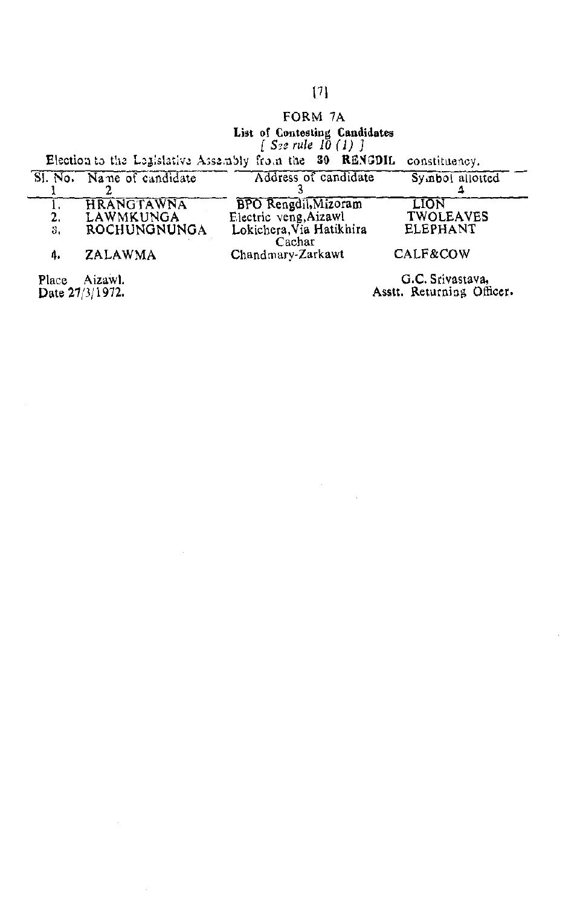# FORM 7A

**List of Contesting Candidates**

*[ See rule 10 (1) ]*

Election to the Legislative Assembly from the **30 RENGDIL** constituency.

| Sl. No. | Name of candidate | Address of candidate | Symbol allotted |
|---|---|---|---|
| 1 | 2 | 3 | 4 |
| 1. | HRANGTAWNA | BPO Rengdil,Mizoram | LION |
| 2. | LAWMKUNGA | Electric veng,Aizawl | TWOLEAVES |
| 3. | ROCHUNGNUNGA | Lokichera,Via Hatikhira Cachar | ELEPHANT |
| 4. | ZALAWMA | Chandmary-Zarkawt | CALF&COW |

Place Aizawl.
Date 27/3/1972.

G.C. Srivastava,
Asstt. Returning Officer.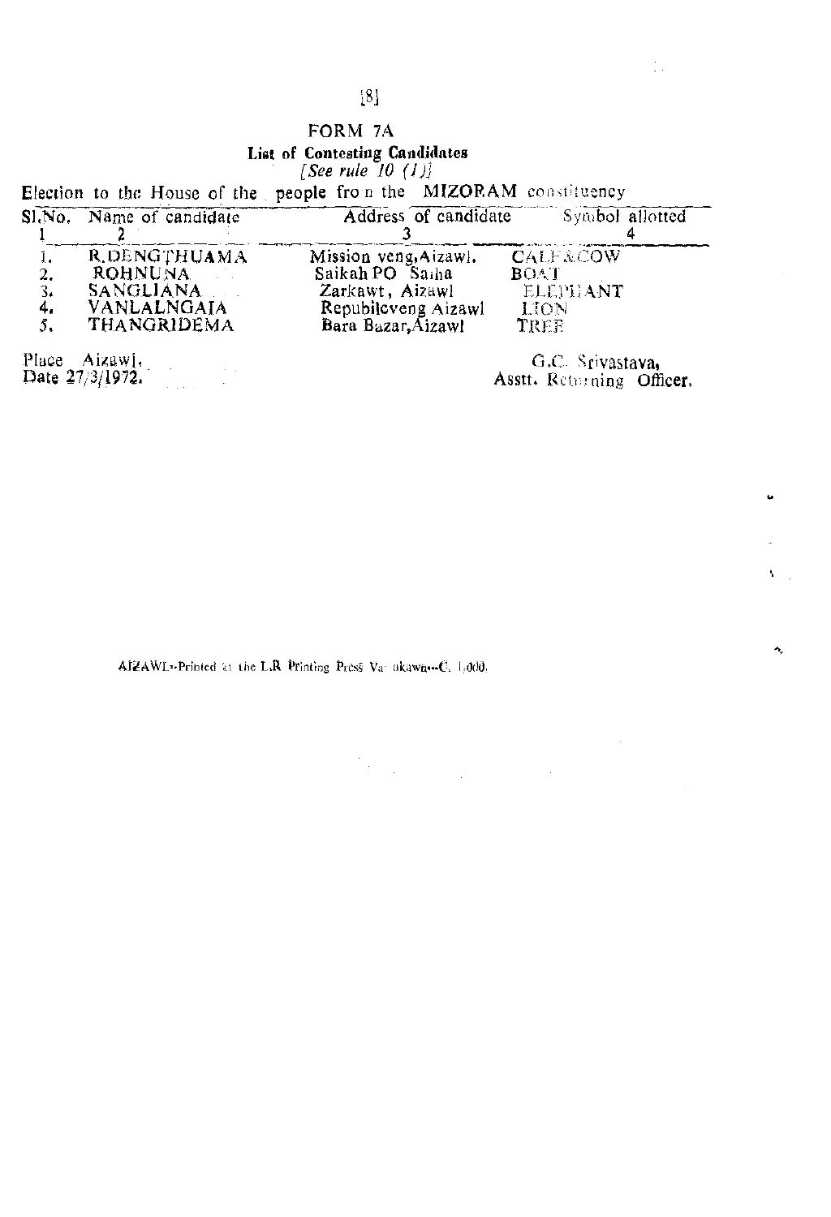# FORM 7A

## List of Contesting Candidates

*[See rule 10 (1)]*

Election to the House of the people from the MIZORAM constituency

| Sl.No. | Name of candidate | Address of candidate | Symbol allotted |
|---|---|---|---|
| 1 | 2 | 3 | 4 |
| 1. | R.DENGTHUAMA | Mission veng, Aizawl. | CALF & COW |
| 2. | ROHNUNA | Saikah PO Saiha | BOAT |
| 3. | SANGLIANA | Zarkawt, Aizawl | ELEPHANT |
| 4. | VANLALNGAIA | Repubilcveng Aizawl | LION |
| 5. | THANGRIDEMA | Bara Bazar, Aizawl | TREE |

Place Aizawl.
Date 27/3/1972.

G.C. Srivastava,
Asstt. Returning Officer.

AIZAWL-Printed at the L.R Printing Press Va akawn--C. 1,000.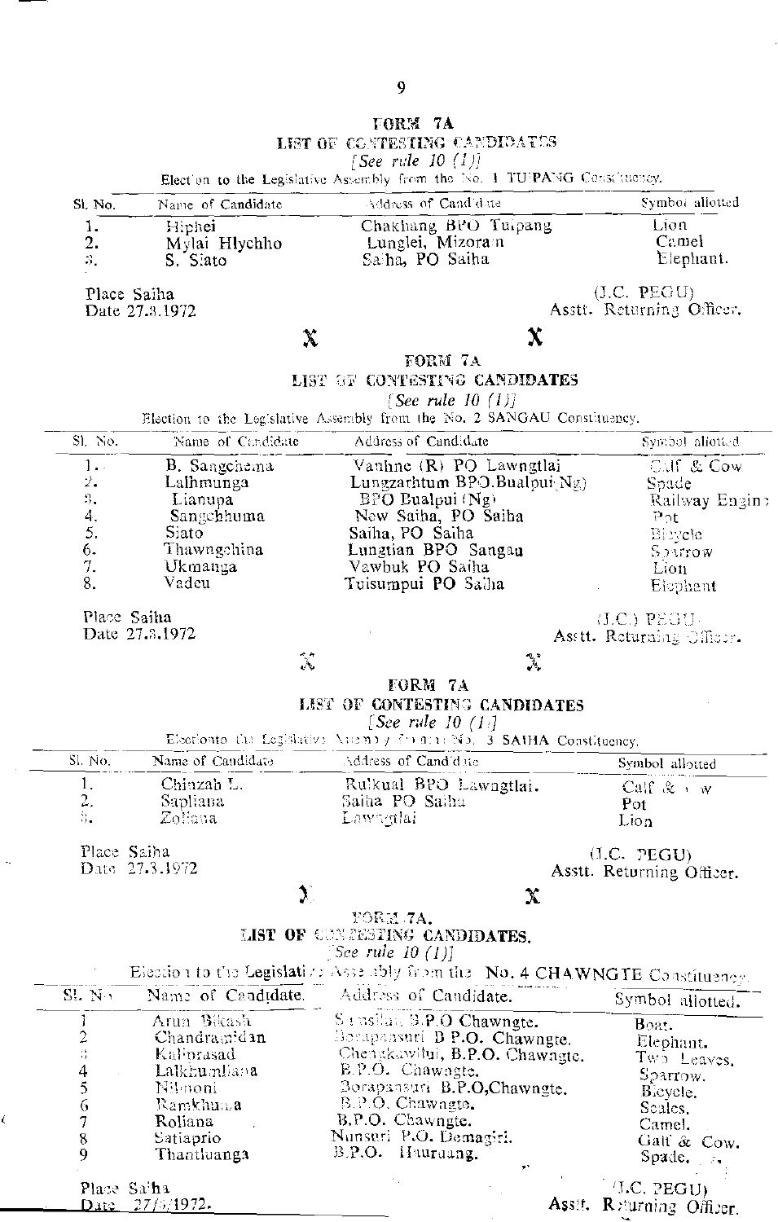## FORM 7A

### LIST OF CONTESTING CANDIDATES

*[See rule 10 (1)]*

Election to the Legislative Assembly from the No. 1 TUIPANG Constituency.

| Sl. No. | Name of Candidate | Address of Candidate | Symbol allotted |
|---|---|---|---|
| 1. | Hiphei | Chakhang BPO Tuipang | Lion |
| 2. | Mylai Hlychho | Lunglei, Mizoram | Camel |
| 3. | S. Siato | Saiha, PO Saiha | Elephant. |

Place Saiha
Date 27.3.1972

(J.C. PEGU)
Asstt. Returning Officer.

X X

## FORM 7A

### LIST OF CONTESTING CANDIDATES

*[See rule 10 (1)]*

Election to the Legislative Assembly from the No. 2 SANGAU Constituency.

| Sl. No. | Name of Candidate | Address of Candidate | Symbol allotted |
|---|---|---|---|
| 1. | B. Sangchema | Vanhne (R) PO Lawngtlai | Calf & Cow |
| 2. | Lalhmunga | Lungzarhtum BPO.Bualpui(Ng) | Spade |
| 3. | Lianupa | BPO Bualpui (Ng) | Railway Engine |
| 4. | Sangchhuma | New Saiha, PO Saiha | Pot |
| 5. | Siato | Saiha, PO Saiha | Bicycle |
| 6. | Thawngchina | Lungtian BPO Sangau | Sparrow |
| 7. | Ukmanga | Vawbuk PO Saiha | Lion |
| 8. | Vadeu | Tuisumpui PO Saiha | Elephant |

Place Saiha
Date 27.3.1972

(J.C.) PEGU
Asstt. Returning Officer.

X X

## FORM 7A

### LIST OF CONTESTING CANDIDATES

*[See rule 10 (1)]*

Election to the Legislative Assembly from No. 3 SAIHA Constituency.

| Sl. No. | Name of Candidate | Address of Candidate | Symbol allotted |
|---|---|---|---|
| 1. | Chinzah L. | Rulkual BPO Lawngtlai. | Calf & Cow |
| 2. | Sapliana | Saiha PO Saiha | Pot |
| 3. | Zoliana | Lawngtlai | Lion |

Place Saiha
Date 27.3.1972

(J.C. PEGU)
Asstt. Returning Officer.

X X

## FORM 7A.

### LIST OF CONTESTING CANDIDATES.

*[See rule 10 (1)]*

Election to the Legislative Assembly from the No. 4 CHAWNGTE Constituency.

| Sl. No. | Name of Candidate. | Address of Candidate. | Symbol allotted. |
|---|---|---|---|
| 1 | Arun Bikash | Samsilan B.P.O Chawngte. | Boat. |
| 2 | Chandramidan | Borapansuri B.P.O. Chawngte. | Elephant. |
| 3 | Kaliprasad | Chengkawllui, B.P.O. Chawngte. | Two Leaves. |
| 4 | Lalkhumliana | B.P.O. Chawngte. | Sparrow. |
| 5 | Nilmoni | Borapansuri B.P.O,Chawngte. | Bicycle. |
| 6 | Ramkhuma | B.P.O. Chawngte. | Scales. |
| 7 | Roliana | B.P.O. Chawngte. | Camel. |
| 8 | Satiaprio | Nunsuri P.O. Demagiri. | Calf & Cow. |
| 9 | Thantluanga | B.P.O. Hauruang. | Spade. |

Place Saiha
Date 27/3/1972.

(J.C. PEGU)
Asstt. Returning Officer.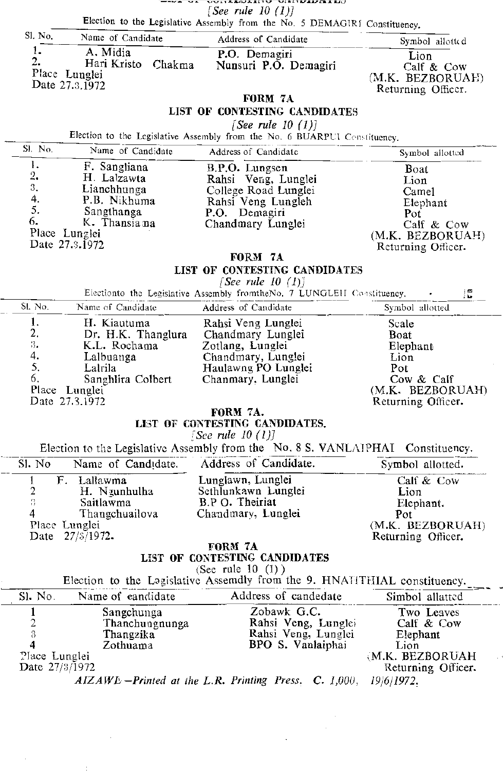*[See rule 10 (1)]*

Election to the Legislative Assembly from the No. 5 DEMAGIRI Constituency.

| Sl. No. | Name of Candidate | Address of Candidate | Symbol allotted |
|---|---|---|---|
| 1. | A. Midia | P.O. Demagiri | Lion |
| 2. | Hari Kristo Chakma | Nunsuri P.O. Demagiri | Calf & Cow |

Place Lunglei
Date 27.3.1972

(M.K. BEZBORUAH)
Returning Officer.

**FORM 7A**

**LIST OF CONTESTING CANDIDATES**

*[See rule 10 (1)]*

Election to the Legislative Assembly from the No. 6 BUARPUI Constituency.

| Sl. No. | Name of Candidate | Address of Candidate | Symbol allotted |
|---|---|---|---|
| 1. | F. Sangliana | B.P.O. Lungsen | Boat |
| 2. | H. Lalzawta | Rahsi Veng, Lunglei | Lion |
| 3. | Lianchhunga | College Road Lunglei | Camel |
| 4. | P.B. Nikhuma | Rahsi Veng Lungleh | Elephant |
| 5. | Sangthanga | P.O. Demagiri | Pot |
| 6. | K. Thansiama | Chandmary Lunglei | Calf & Cow |

Place Lunglei
Date 27.3.1972

(M.K. BEZBORUAH)
Returning Officer.

**FORM 7A**

**LIST OF CONTESTING CANDIDATES**

*[See rule 10 (1)]*

Electionto the Legislative Assembly fromtheNo. 7 LUNGLEH Constituency.

| Sl. No. | Name of Candidate | Address of Candidate | Symbol allotted |
|---|---|---|---|
| 1. | H. Kiautuma | Rahsi Veng Lunglei | Scale |
| 2. | Dr. H.K. Thanglura | Chandmary Lunglei | Boat |
| 3. | K.L. Rochama | Zotlang, Lunglei | Elephant |
| 4. | Lalbuanga | Chandmary, Lunglei | Lion |
| 5. | Lalrila | Haulawng PO Lunglei | Pot |
| 6. | Sanghlira Colbert | Chanmary, Lunglei | Cow & Calf |

Place Lunglei
Date 27.3.1972

(M.K. BEZBORUAH)
Returning Officer.

**FORM 7A.**

**LIST OF CONTESTING CANDIDATES.**

*[See rule 10 (1)]*

Election to the Legislative Assembly from the No. 8 S. VANLAIPHAI Constituency.

| Sl. No | Name of Candidate. | Address of Candidate. | Symbol allotted. |
|---|---|---|---|
| 1 | F. Lallawma | Lunglawn, Lunglei | Calf & Cow |
| 2 | H. Ngunhulha | Sethlunkawn Lunglei | Lion |
| 3 | Saitlawma | B.P O. Theiriat | Elephant. |
| 4 | Thangchuailova | Chandmary, Lunglei | Pot |

Place Lunglei
Date 27/3/1972.

(M.K. BEZBORUAH)
Returning Officer.

**FORM 7A**

**LIST OF CONTESTING CANDIDATES**

(See rule 10 (1))

Election to the Legislative Assemdly from the 9. HNATHIAL constituency.

| Sl. No. | Name of candidate | Address of candedate | Simbol allatted |
|---|---|---|---|
| 1 | Sangchunga | Zobawk G.C. | Two Leaves |
| 2 | Thanchungnunga | Rahsi Veng, Lunglei | Calf & Cow |
| 3 | Thangzika | Rahsi Veng, Lunglei | Elephant |
| 4 | Zothuama | BPO S. Vanlaiphai | Lion |

Place Lunglei
Date 27/3/1972

(M.K. BEZBORUAH
Returning Officer.

*AIZAWL—Printed at the L.R. Printing Press. C. 1,000, 19/6/1972.*